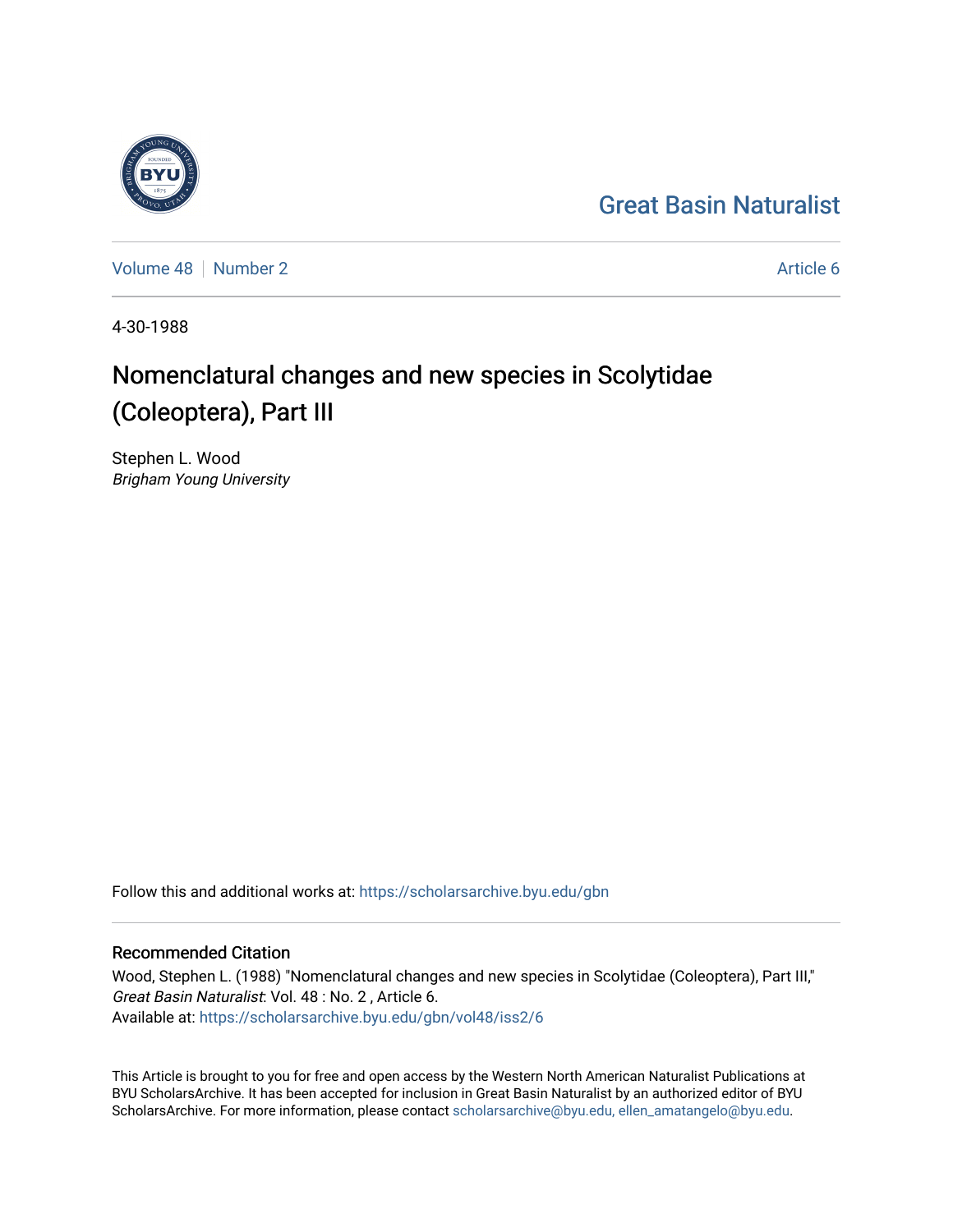Great Basin Naturalist

Volume 48 | Number 2 | Article 6

4-30-1988

# Nomenclatural changes and new species in Scolytidae (Coleoptera), Part III

Stephen L. Wood
*Brigham Young University*

Follow this and additional works at: https://scholarsarchive.byu.edu/gbn

## Recommended Citation

Wood, Stephen L. (1988) "Nomenclatural changes and new species in Scolytidae (Coleoptera), Part III," *Great Basin Naturalist*: Vol. 48 : No. 2 , Article 6.
Available at: https://scholarsarchive.byu.edu/gbn/vol48/iss2/6

This Article is brought to you for free and open access by the Western North American Naturalist Publications at BYU ScholarsArchive. It has been accepted for inclusion in Great Basin Naturalist by an authorized editor of BYU ScholarsArchive. For more information, please contact scholarsarchive@byu.edu, ellen_amatangelo@byu.edu.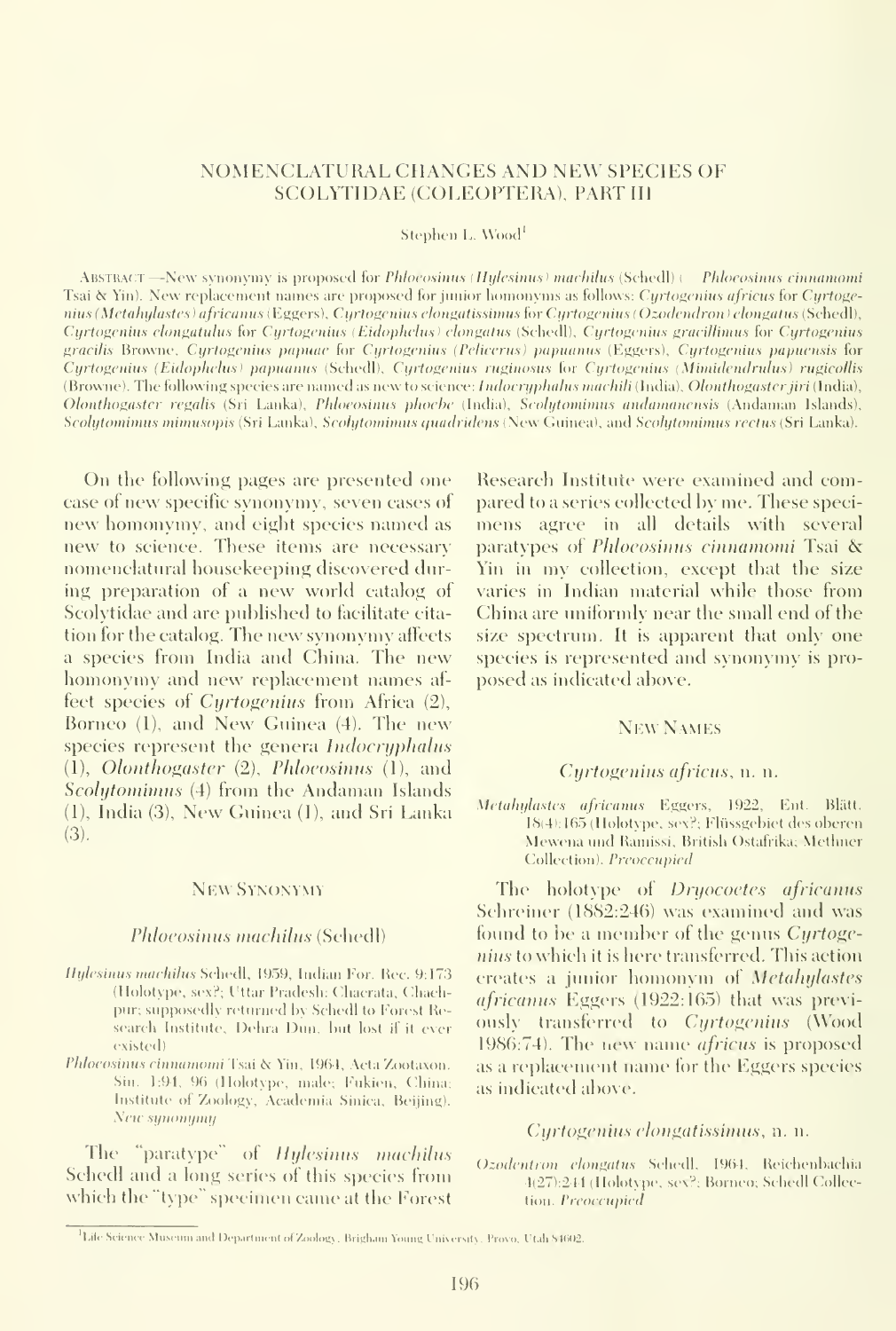# NOMENCLATURAL CHANGES AND NEW SPECIES OF SCOLYTIDAE (COLEOPTERA), PART III

Stephen L. Wood[1]

ABSTRACT.—New synonymy is proposed for *Phloeosinus (Hylesinus) machilus* (Schedl) (= *Phloeosinus cinnamomi* Tsai & Yin). New replacement names are proposed for junior homonyms as follows: *Cyrtogenius africus* for *Cyrtogenius (Metahylastes) africanus* (Eggers), *Cyrtogenius elongatissimus* for *Cyrtogenius (Ozodendron) elongatus* (Schedl), *Cyrtogenius elongatulus* for *Cyrtogenius (Eidophelus) elongatus* (Schedl), *Cyrtogenius gracillimus* for *Cyrtogenius gracilis* Browne, *Cyrtogenius papuae* for *Cyrtogenius (Pelicerus) papuanus* (Eggers), *Cyrtogenius papuensis* for *Cyrtogenius (Eidophelus) papuanus* (Schedl), *Cyrtogenius ruginosus* for *Cyrtogenius (Mimidendrulus) rugicollis* (Browne). The following species are named as new to science: *Indocryphalus machili* (India), *Olonthogaster jiri* (India), *Olonthogaster regalis* (Sri Lanka), *Phloeosinus phoebe* (India), *Scolytomimus andamanensis* (Andaman Islands), *Scolytomimus mimusopis* (Sri Lanka), *Scolytomimus quadridens* (New Guinea), and *Scolytomimus rectus* (Sri Lanka).

On the following pages are presented one case of new specific synonymy, seven cases of new homonymy, and eight species named as new to science. These items are necessary nomenclatural housekeeping discovered during preparation of a new world catalog of Scolytidae and are published to facilitate citation for the catalog. The new synonymy affects a species from India and China. The new homonymy and new replacement names affect species of *Cyrtogenius* from Africa (2), Borneo (1), and New Guinea (4). The new species represent the genera *Indocryphalus* (1), *Olonthogaster* (2), *Phloeosinus* (1), and *Scolytomimus* (4) from the Andaman Islands (1), India (3), New Guinea (1), and Sri Lanka (3).

## NEW SYNONYMY

### *Phloeosinus machilus* (Schedl)

*Hylesinus machilus* Schedl, 1959, Indian For. Rec. 9:173 (Holotype, sex?; Uttar Pradesh: Chacrata, Chachpur; supposedly returned by Schedl to Forest Research Institute, Dehra Dun, but lost if it ever existed)

*Phloeosinus cinnamomi* Tsai & Yin, 1964, Acta Zootaxon. Sin. 1:94, 96 (Holotype, male; Fukien, China; Institute of Zoology, Academia Sinica, Beijing). *New synonymy*

The "paratype" of *Hylesinus machilus* Schedl and a long series of this species from which the "type" specimen came at the Forest Research Institute were examined and compared to a series collected by me. These specimens agree in all details with several paratypes of *Phloeosinus cinnamomi* Tsai & Yin in my collection, except that the size varies in Indian material while those from China are uniformly near the small end of the size spectrum. It is apparent that only one species is represented and synonymy is proposed as indicated above.

## NEW NAMES

### *Cyrtogenius africus*, n. n.

*Metahylastes africanus* Eggers, 1922, Ent. Blätt. 18(4):165 (Holotype, sex?; Flüssgebiet des oberen Mewena und Ramissi, British Ostafrika; Methner Collection). *Preoccupied*

The holotype of *Dryocoetes africanus* Schreiner (1882:246) was examined and was found to be a member of the genus *Cyrtogenius* to which it is here transferred. This action creates a junior homonym of *Metahylastes africanus* Eggers (1922:165) that was previously transferred to *Cyrtogenius* (Wood 1986:74). The new name *africus* is proposed as a replacement name for the Eggers species as indicated above.

### *Cyrtogenius elongatissimus*, n. n.

*Ozodentron elongatus* Schedl, 1964, Reichenbachia 4(27):244 (Holotype, sex?; Borneo; Schedl Collection). *Preoccupied*

[1]Life Science Museum and Department of Zoology, Brigham Young University, Provo, Utah 84602.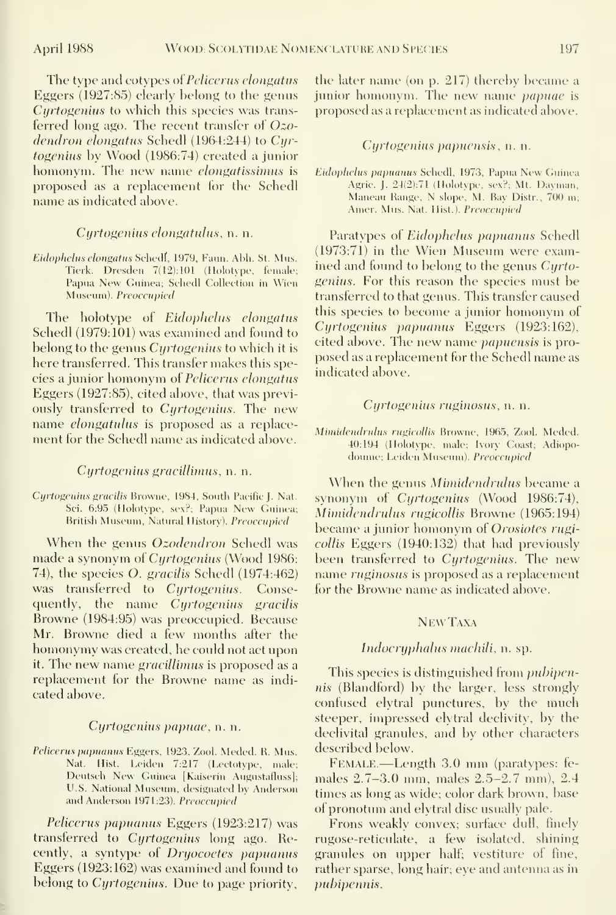The type and cotypes of *Pelicerus elongatus* Eggers (1927:85) clearly belong to the genus *Cyrtogenius* to which this species was transferred long ago. The recent transfer of *Ozodendron elongatus* Schedl (1964:244) to *Cyrtogenius* by Wood (1986:74) created a junior homonym. The new name *elongatissimus* is proposed as a replacement for the Schedl name as indicated above.

### *Cyrtogenius elongatulus*, n. n.

*Eidophelus elongatus* Schedl, 1979, Faun. Abh. St. Mus. Tierk. Dresden 7(12):101 (Holotype, female; Papua New Guinea; Schedl Collection in Wien Museum). *Preoccupied*

The holotype of *Eidophelus elongatus* Schedl (1979:101) was examined and found to belong to the genus *Cyrtogenius* to which it is here transferred. This transfer makes this species a junior homonym of *Pelicerus elongatus* Eggers (1927:85), cited above, that was previously transferred to *Cyrtogenius*. The new name *elongatulus* is proposed as a replacement for the Schedl name as indicated above.

### *Cyrtogenius gracillimus*, n. n.

*Cyrtogenius gracilis* Browne, 1984, South Pacific J. Nat. Sci. 6:95 (Holotype, sex?; Papua New Guinea; British Museum, Natural History). *Preoccupied*

When the genus *Ozodendron* Schedl was made a synonym of *Cyrtogenius* (Wood 1986:74), the species *O. gracilis* Schedl (1974:462) was transferred to *Cyrtogenius*. Consequently, the name *Cyrtogenius gracilis* Browne (1984:95) was preoccupied. Because Mr. Browne died a few months after the homonymy was created, he could not act upon it. The new name *gracillimus* is proposed as a replacement for the Browne name as indicated above.

### *Cyrtogenius papuae*, n. n.

*Pelicerus papuanus* Eggers, 1923, Zool. Meded. R. Mus. Nat. Hist. Leiden 7:217 (Lectotype, male; Deutsch New Guinea [Kaiserin Augustafluss]; U.S. National Museum, designated by Anderson and Anderson 1971:23). *Preoccupied*

*Pelicerus papuanus* Eggers (1923:217) was transferred to *Cyrtogenius* long ago. Recently, a syntype of *Dryocoetes papuanus* Eggers (1923:162) was examined and found to belong to *Cyrtogenius*. Due to page priority, the later name (on p. 217) thereby became a junior homonym. The new name *papuae* is proposed as a replacement as indicated above.

### *Cyrtogenius papuensis*, n. n.

*Eidophelus papuanus* Schedl, 1973, Papua New Guinea Agric. J. 24(2):71 (Holotype, sex?; Mt. Dayman, Maneau Range, N slope, M. Bay Distr., 700 m; Amer. Mus. Nat. Hist.). *Preoccupied*

Paratypes of *Eidophelus papuanus* Schedl (1973:71) in the Wien Museum were examined and found to belong to the genus *Cyrtogenius*. For this reason the species must be transferred to that genus. This transfer caused this species to become a junior homonym of *Cyrtogenius papuanus* Eggers (1923:162), cited above. The new name *papuensis* is proposed as a replacement for the Schedl name as indicated above.

### *Cyrtogenius ruginosus*, n. n.

*Mimidendrulus rugicollis* Browne, 1965, Zool. Meded. 40:194 (Holotype, male; Ivory Coast; Adiopodoume; Leiden Museum). *Preoccupied*

When the genus *Mimidendrulus* became a synonym of *Cyrtogenius* (Wood 1986:74), *Mimidendrulus rugicollis* Browne (1965:194) became a junior homonym of *Orosiotes rugicollis* Eggers (1940:132) that had previously been transferred to *Cyrtogenius*. The new name *ruginosus* is proposed as a replacement for the Browne name as indicated above.

## New Taxa

### *Indocryphalus machili*, n. sp.

This species is distinguished from *pubipennis* (Blandford) by the larger, less strongly confused elytral punctures, by the much steeper, impressed elytral declivity, by the declivital granules, and by other characters described below.

FEMALE.—Length 3.0 mm (paratypes: females 2.7–3.0 mm, males 2.5–2.7 mm), 2.4 times as long as wide; color dark brown, base of pronotum and elytral disc usually pale.

Frons weakly convex; surface dull, finely rugose-reticulate, a few isolated, shining granules on upper half; vestiture of fine, rather sparse, long hair; eye and antenna as in *pubipennis*.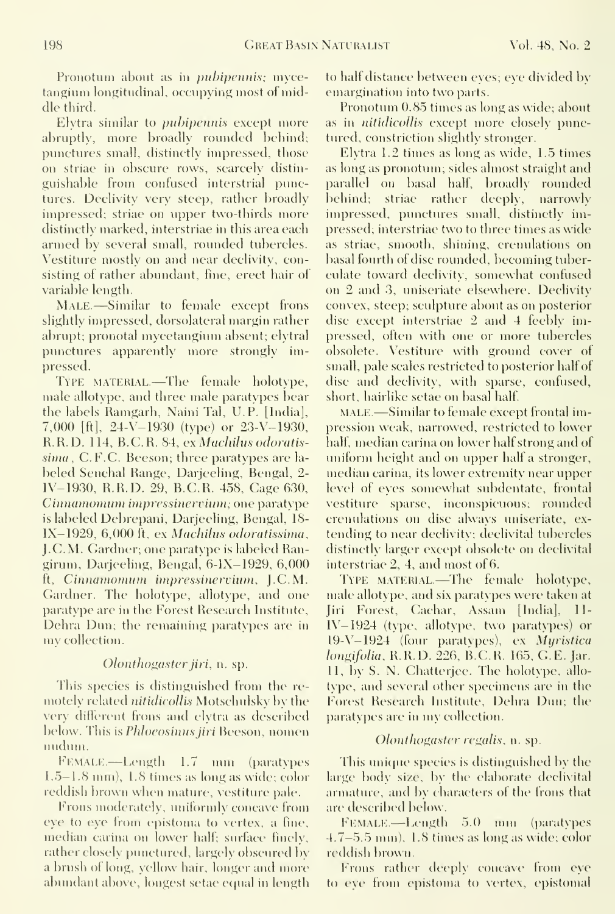Pronotum about as in *pubipennis;* mycetangium longitudinal, occupying most of middle third.

Elytra similar to *pubipennis* except more abruptly, more broadly rounded behind; punctures small, distinctly impressed, those on striae in obscure rows, scarcely distinguishable from confused interstrial punctures. Declivity very steep, rather broadly impressed; striae on upper two-thirds more distinctly marked, interstriae in this area each armed by several small, rounded tubercles. Vestiture mostly on and near declivity, consisting of rather abundant, fine, erect hair of variable length.

MALE.—Similar to female except frons slightly impressed, dorsolateral margin rather abrupt; pronotal mycetangium absent; elytral punctures apparently more strongly impressed.

TYPE MATERIAL.—The female holotype, male allotype, and three male paratypes bear the labels Ramgarh, Naini Tal, U.P. [India], 7,000 [ft], 24-V-1930 (type) or 23-V-1930, R.R.D. 114, B.C.R. 84, ex *Machilus odoratissima*, C.F.C. Beeson; three paratypes are labeled Senchal Range, Darjeeling, Bengal, 2-IV-1930, R.R.D. 29, B.C.R. 458, Cage 630, *Cinnamomum impressinervium;* one paratype is labeled Debrepani, Darjeeling, Bengal, 18-IX-1929, 6,000 ft, ex *Machilus odoratissima*, J.C.M. Gardner; one paratype is labeled Rangirum, Darjeeling, Bengal, 6-IX-1929, 6,000 ft, *Cinnamomum impressinervium*, J.C.M. Gardner. The holotype, allotype, and one paratype are in the Forest Research Institute, Dehra Dun; the remaining paratypes are in my collection.

### *Olonthogaster jiri*, n. sp.

This species is distinguished from the remotely related *nitidicollis* Motschulsky by the very different frons and elytra as described below. This is *Phloeosinus jiri* Beeson, nomen nudum.

FEMALE.—Length 1.7 mm (paratypes 1.5–1.8 mm), 1.8 times as long as wide; color reddish brown when mature, vestiture pale.

Frons moderately, uniformly concave from eye to eye from epistoma to vertex, a fine, median carina on lower half; surface finely, rather closely punctured, largely obscured by a brush of long, yellow hair, longer and more abundant above, longest setae equal in length to half distance between eyes; eye divided by emargination into two parts.

Pronotum 0.85 times as long as wide; about as in *nitidicollis* except more closely punctured, constriction slightly stronger.

Elytra 1.2 times as long as wide, 1.5 times as long as pronotum; sides almost straight and parallel on basal half, broadly rounded behind; striae rather deeply, narrowly impressed, punctures small, distinctly impressed; interstriae two to three times as wide as striae, smooth, shining, crenulations on basal fourth of disc rounded, becoming tuberculate toward declivity, somewhat confused on 2 and 3, uniseriate elsewhere. Declivity convex, steep; sculpture about as on posterior disc except interstriae 2 and 4 feebly impressed, often with one or more tubercles obsolete. Vestiture with ground cover of small, pale scales restricted to posterior half of disc and declivity, with sparse, confused, short, hairlike setae on basal half.

MALE.—Similar to female except frontal impression weak, narrowed, restricted to lower half, median carina on lower half strong and of uniform height and on upper half a stronger, median carina, its lower extremity near upper level of eyes somewhat subdentate, frontal vestiture sparse, inconspicuous; rounded crenulations on disc always uniseriate, extending to near declivity; declivital tubercles distinctly larger except obsolete on declivital interstriae 2, 4, and most of 6.

TYPE MATERIAL.—The female holotype, male allotype, and six paratypes were taken at Jiri Forest, Cachar, Assam [India], 11-IV-1924 (type, allotype, two paratypes) or 19-V-1924 (four paratypes), ex *Myristica longifolia*, R.R.D. 226, B.C.R. 165, G.E. Jar. 11, by S. N. Chatterjee. The holotype, allotype, and several other specimens are in the Forest Research Institute, Dehra Dun; the paratypes are in my collection.

### *Olonthogaster regalis*, n. sp.

This unique species is distinguished by the large body size, by the elaborate declivital armature, and by characters of the frons that are described below.

FEMALE.—Length 5.0 mm (paratypes 4.7–5.5 mm), 1.8 times as long as wide; color reddish brown.

Frons rather deeply concave from eye to eye from epistoma to vertex, epistomal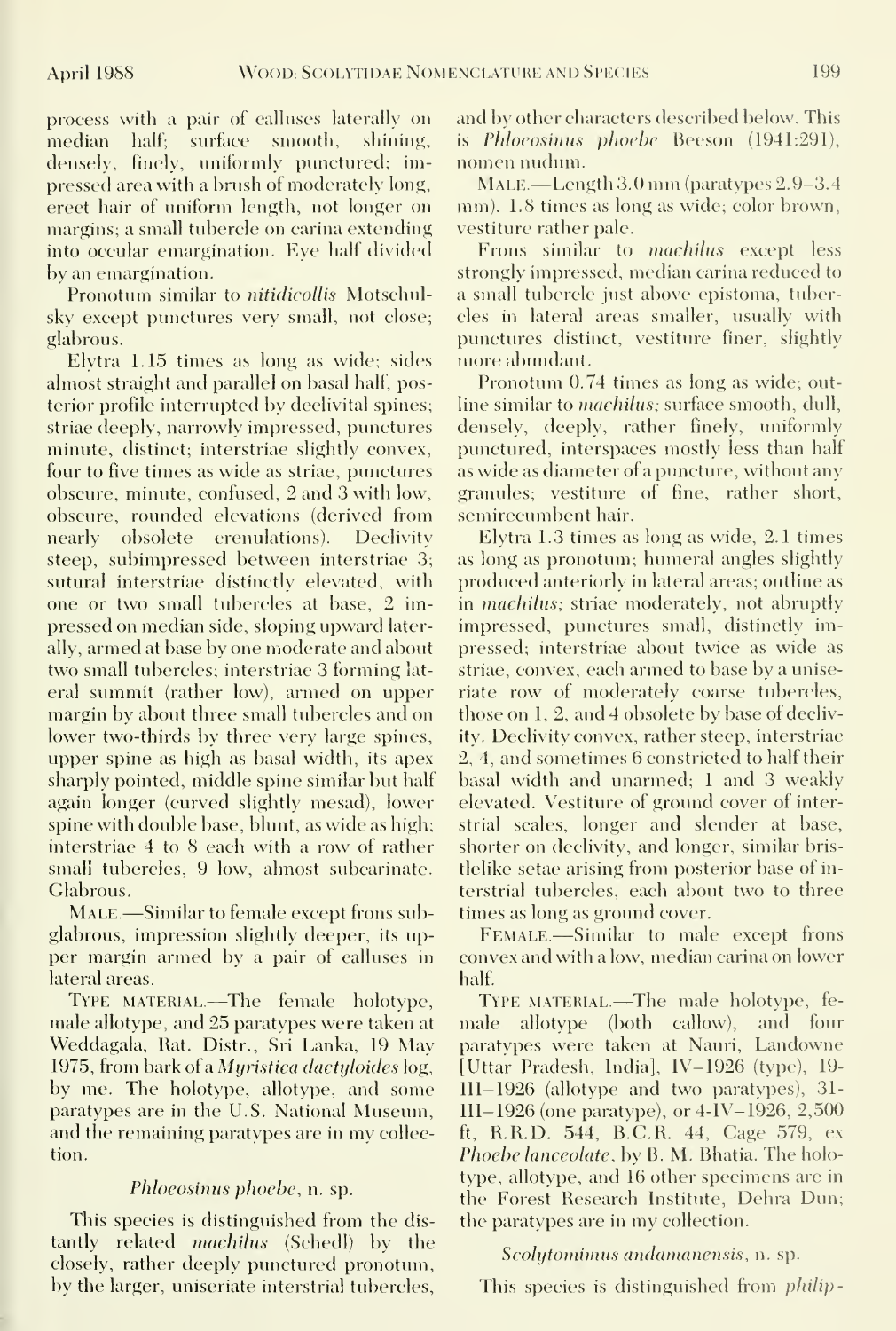process with a pair of calluses laterally on median half; surface smooth, shining, densely, finely, uniformly punctured; impressed area with a brush of moderately long, erect hair of uniform length, not longer on margins; a small tubercle on carina extending into ocular emargination. Eye half divided by an emargination.

Pronotum similar to *nitidicollis* Motschulsky except punctures very small, not close; glabrous.

Elytra 1.15 times as long as wide; sides almost straight and parallel on basal half, posterior profile interrupted by declivital spines; striae deeply, narrowly impressed, punctures minute, distinct; interstriae slightly convex, four to five times as wide as striae, punctures obscure, minute, confused, 2 and 3 with low, obscure, rounded elevations (derived from nearly obsolete crenulations). Declivity steep, subimpressed between interstriae 3; sutural interstriae distinctly elevated, with one or two small tubercles at base, 2 impressed on median side, sloping upward laterally, armed at base by one moderate and about two small tubercles; interstriae 3 forming lateral summit (rather low), armed on upper margin by about three small tubercles and on lower two-thirds by three very large spines, upper spine as high as basal width, its apex sharply pointed, middle spine similar but half again longer (curved slightly mesad), lower spine with double base, blunt, as wide as high; interstriae 4 to 8 each with a row of rather small tubercles, 9 low, almost subcarinate. Glabrous.

Male.—Similar to female except frons subglabrous, impression slightly deeper, its upper margin armed by a pair of calluses in lateral areas.

Type material.—The female holotype, male allotype, and 25 paratypes were taken at Weddagala, Rat. Distr., Sri Lanka, 19 May 1975, from bark of a *Myristica dactyloides* log, by me. The holotype, allotype, and some paratypes are in the U.S. National Museum, and the remaining paratypes are in my collection.

### *Phloeosinus phoebe*, n. sp.

This species is distinguished from the distantly related *machilus* (Schedl) by the closely, rather deeply punctured pronotum, by the larger, uniseriate interstrial tubercles, and by other characters described below. This is *Phloeosinus phoebe* Beeson (1941:291), nomen nudum.

Male.—Length 3.0 mm (paratypes 2.9–3.4 mm), 1.8 times as long as wide; color brown, vestiture rather pale.

Frons similar to *machilus* except less strongly impressed, median carina reduced to a small tubercle just above epistoma, tubercles in lateral areas smaller, usually with punctures distinct, vestiture finer, slightly more abundant.

Pronotum 0.74 times as long as wide; outline similar to *machilus*; surface smooth, dull, densely, deeply, rather finely, uniformly punctured, interspaces mostly less than half as wide as diameter of a puncture, without any granules; vestiture of fine, rather short, semirecumbent hair.

Elytra 1.3 times as long as wide, 2.1 times as long as pronotum; humeral angles slightly produced anteriorly in lateral areas; outline as in *machilus*; striae moderately, not abruptly impressed, punctures small, distinctly impressed; interstriae about twice as wide as striae, convex, each armed to base by a uniseriate row of moderately coarse tubercles, those on 1, 2, and 4 obsolete by base of declivity. Declivity convex, rather steep, interstriae 2, 4, and sometimes 6 constricted to half their basal width and unarmed; 1 and 3 weakly elevated. Vestiture of ground cover of interstrial scales, longer and slender at base, shorter on declivity, and longer, similar bristlelike setae arising from posterior base of interstrial tubercles, each about two to three times as long as ground cover.

Female.—Similar to male except frons convex and with a low, median carina on lower half.

Type material.—The male holotype, female allotype (both callow), and four paratypes were taken at Nauri, Landowne [Uttar Pradesh, India], IV–1926 (type), 19-III–1926 (allotype and two paratypes), 31-III–1926 (one paratype), or 4-IV–1926, 2,500 ft, R.R.D. 544, B.C.R. 44, Cage 579, ex *Phoebe lanceolate*, by B. M. Bhatia. The holotype, allotype, and 16 other specimens are in the Forest Research Institute, Dehra Dun; the paratypes are in my collection.

### *Scolytomimus andamanensis*, n. sp.

This species is distinguished from *philip-*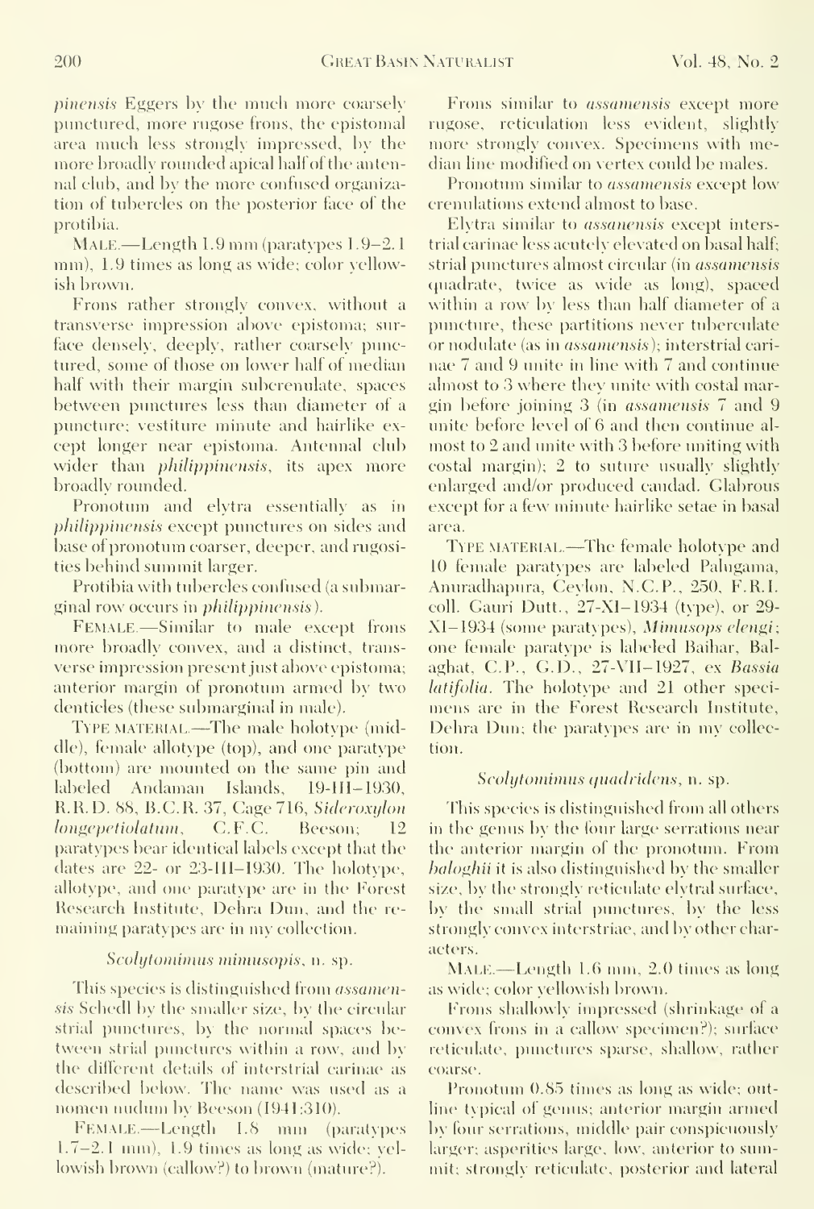*pinensis* Eggers by the much more coarsely punctured, more rugose frons, the epistomal area much less strongly impressed, by the more broadly rounded apical half of the antennal club, and by the more confused organization of tubercles on the posterior face of the protibia.

MALE.—Length 1.9 mm (paratypes 1.9–2.1 mm), 1.9 times as long as wide; color yellowish brown.

Frons rather strongly convex, without a transverse impression above epistoma; surface densely, deeply, rather coarsely punctured, some of those on lower half of median half with their margin subcrenulate, spaces between punctures less than diameter of a puncture; vestiture minute and hairlike except longer near epistoma. Antennal club wider than *philippinensis*, its apex more broadly rounded.

Pronotum and elytra essentially as in *philippinensis* except punctures on sides and base of pronotum coarser, deeper, and rugosities behind summit larger.

Protibia with tubercles confused (a submarginal row occurs in *philippinensis*).

FEMALE.—Similar to male except frons more broadly convex, and a distinct, transverse impression present just above epistoma; anterior margin of pronotum armed by two denticles (these submarginal in male).

TYPE MATERIAL.—The male holotype (middle), female allotype (top), and one paratype (bottom) are mounted on the same pin and labeled Andaman Islands, 19-III-1930, R.R.D. 88, B.C.R. 37, Cage 716, *Sideroxylon longepetiolatum*, C.F.C. Beeson; 12 paratypes bear identical labels except that the dates are 22- or 23-III-1930. The holotype, allotype, and one paratype are in the Forest Research Institute, Dehra Dun, and the remaining paratypes are in my collection.

### *Scolytomimus mimusopis*, n. sp.

This species is distinguished from *assamensis* Schedl by the smaller size, by the circular strial punctures, by the normal spaces between strial punctures within a row, and by the different details of interstrial carinae as described below. The name was used as a nomen nudum by Beeson (1941:310).

FEMALE.—Length 1.8 mm (paratypes 1.7–2.1 mm), 1.9 times as long as wide; yellowish brown (callow?) to brown (mature?).

Frons similar to *assamensis* except more rugose, reticulation less evident, slightly more strongly convex. Specimens with median line modified on vertex could be males.

Pronotum similar to *assamensis* except low crenulations extend almost to base.

Elytra similar to *assanensis* except interstrial carinae less acutely elevated on basal half; strial punctures almost circular (in *assamensis* quadrate, twice as wide as long), spaced within a row by less than half diameter of a puncture, these partitions never tuberculate or nodulate (as in *assamensis*); interstrial carinae 7 and 9 unite in line with 7 and continue almost to 3 where they unite with costal margin before joining 3 (in *assamensis* 7 and 9 unite before level of 6 and then continue almost to 2 and unite with 3 before uniting with costal margin); 2 to suture usually slightly enlarged and/or produced caudad. Glabrous except for a few minute hairlike setae in basal area.

TYPE MATERIAL.—The female holotype and 10 female paratypes are labeled Palugama, Anuradhapura, Ceylon, N.C.P., 250, F.R.I. coll. Gauri Dutt., 27-XI–1934 (type), or 29-XI–1934 (some paratypes), *Mimusops elengi*; one female paratype is labeled Baihar, Balaghat, C.P., G.D., 27-VII–1927, ex *Bassia latifolia*. The holotype and 21 other specimens are in the Forest Research Institute, Dehra Dun; the paratypes are in my collection.

### *Scolytomimus quadridens*, n. sp.

This species is distinguished from all others in the genus by the four large serrations near the anterior margin of the pronotum. From *baloghii* it is also distinguished by the smaller size, by the strongly reticulate elytral surface, by the small strial punctures, by the less strongly convex interstriae, and by other characters.

MALE.—Length 1.6 mm, 2.0 times as long as wide; color yellowish brown.

Frons shallowly impressed (shrinkage of a convex frons in a callow specimen?); surface reticulate, punctures sparse, shallow, rather coarse.

Pronotum 0.85 times as long as wide; outline typical of genus; anterior margin armed by four serrations, middle pair conspicuously larger; asperities large, low, anterior to summit; strongly reticulate, posterior and lateral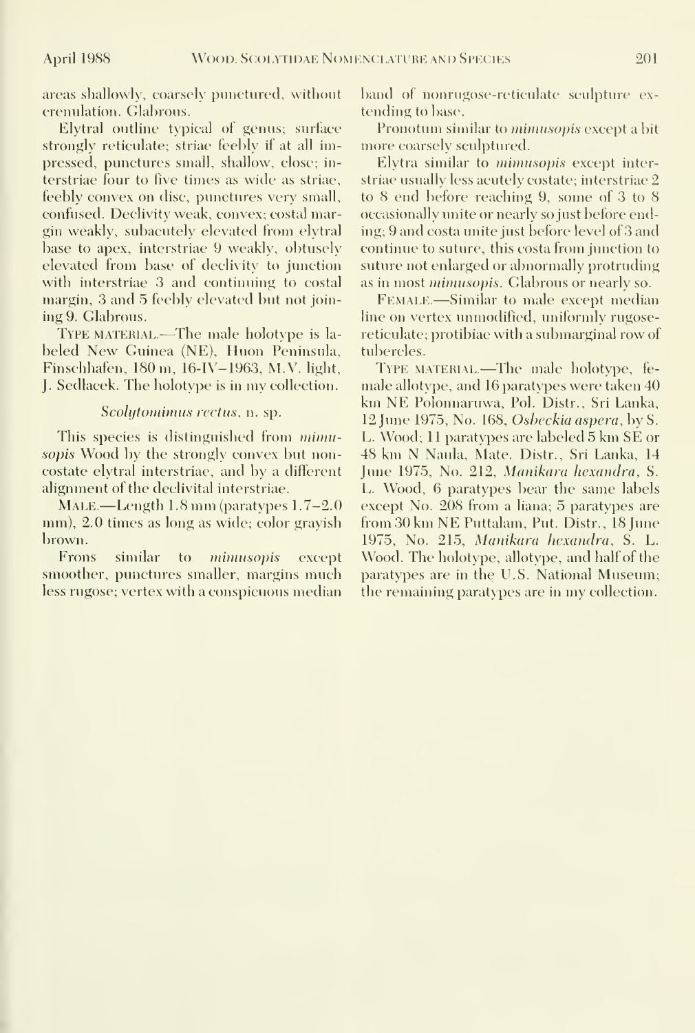areas shallowly, coarsely punctured, without crenulation. Glabrous.

Elytral outline typical of genus; surface strongly reticulate; striae feebly if at all impressed, punctures small, shallow, close; interstriae four to five times as wide as striae, feebly convex on disc, punctures very small, confused. Declivity weak, convex; costal margin weakly, subacutely elevated from elytral base to apex, interstriae 9 weakly, obtusely elevated from base of declivity to junction with interstriae 3 and continuing to costal margin, 3 and 5 feebly elevated but not joining 9. Glabrous.

TYPE MATERIAL.—The male holotype is labeled New Guinea (NE), Huon Peninsula, Finschhafen, 180 m, 16-IV-1963, M.V. light, J. Sedlacek. The holotype is in my collection.

### *Scolytomimus rectus*, n. sp.

This species is distinguished from *mimusopis* Wood by the strongly convex but noncostate elytral interstriae, and by a different alignment of the declivital interstriae.

MALE.—Length 1.8 mm (paratypes 1.7–2.0 mm), 2.0 times as long as wide; color grayish brown.

Frons similar to *mimusopis* except smoother, punctures smaller, margins much less rugose; vertex with a conspicuous median band of nonrugose-reticulate sculpture extending to base.

Pronotum similar to *mimusopis* except a bit more coarsely sculptured.

Elytra similar to *mimusopis* except interstriae usually less acutely costate; interstriae 2 to 8 end before reaching 9, some of 3 to 8 occasionally unite or nearly so just before ending; 9 and costa unite just before level of 3 and continue to suture, this costa from junction to suture not enlarged or abnormally protruding as in most *mimusopis*. Glabrous or nearly so.

FEMALE.—Similar to male except median line on vertex unmodified, uniformly rugose-reticulate; protibiae with a submarginal row of tubercles.

TYPE MATERIAL.—The male holotype, female allotype, and 16 paratypes were taken 40 km NE Polonnaruwa, Pol. Distr., Sri Lanka, 12 June 1975, No. 168, *Osbeckia aspera*, by S. L. Wood; 11 paratypes are labeled 5 km SE or 48 km N Naula, Mate. Distr., Sri Lanka, 14 June 1975, No. 212, *Manikara hexandra*, S. L. Wood, 6 paratypes bear the same labels except No. 208 from a liana; 5 paratypes are from 30 km NE Puttalam, Put. Distr., 18 June 1975, No. 215, *Manikara hexandra*, S. L. Wood. The holotype, allotype, and half of the paratypes are in the U.S. National Museum; the remaining paratypes are in my collection.